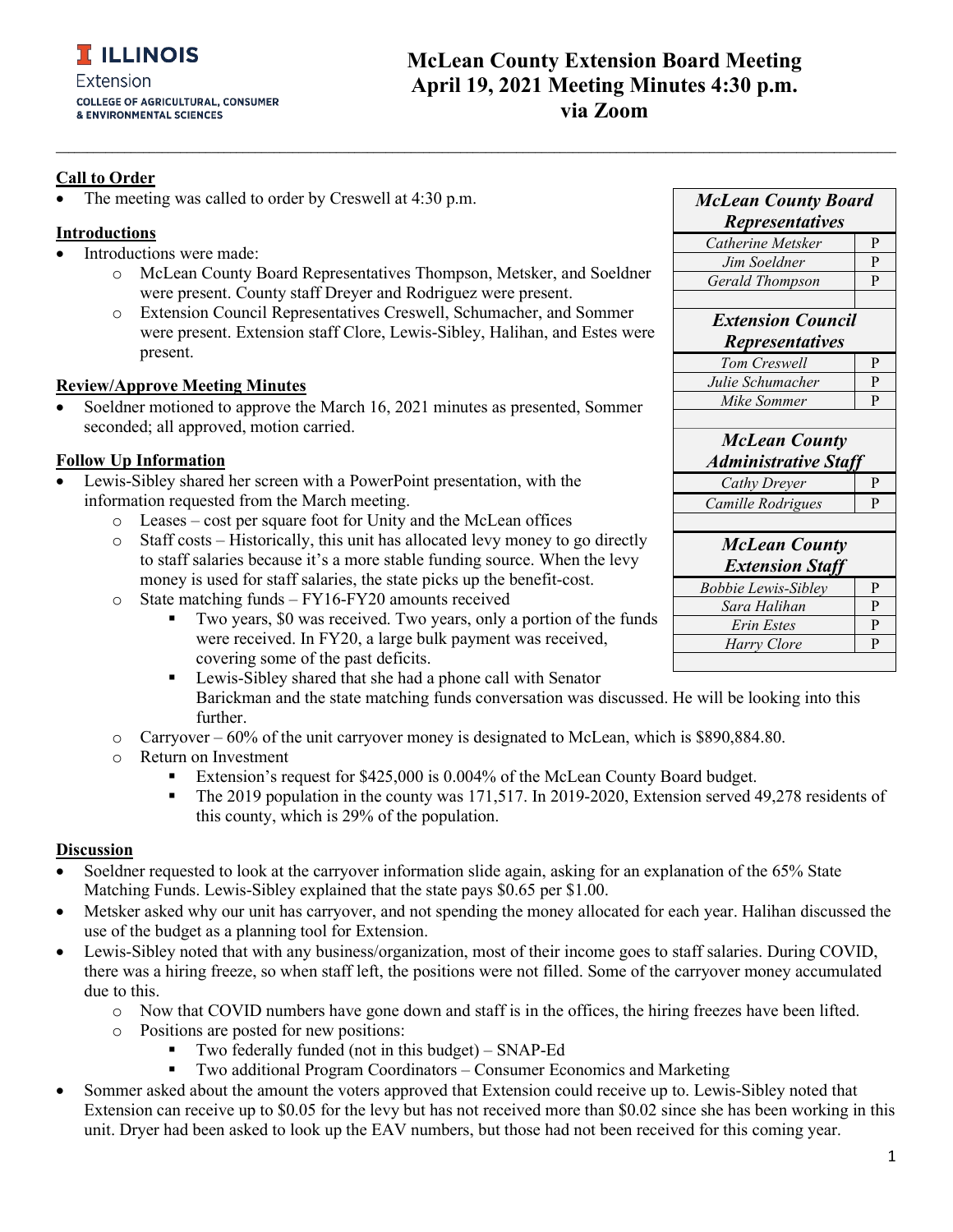# McLean County Extension Board Meeting
## April 19, 2021 Meeting Minutes 4:30 p.m.
## via Zoom

| *McLean County Board Representatives* | |
|---|---|
| *Catherine Metsker* | P |
| *Jim Soeldner* | P |
| *Gerald Thompson* | P |
| | |
| ***Extension Council Representatives*** | |
| *Tom Creswell* | P |
| *Julie Schumacher* | P |
| *Mike Sommer* | P |
| | |
| ***McLean County Administrative Staff*** | |
| *Cathy Dreyer* | P |
| *Camille Rodrigues* | P |
| | |
| ***McLean County Extension Staff*** | |
| *Bobbie Lewis-Sibley* | P |
| *Sara Halihan* | P |
| *Erin Estes* | P |
| *Harry Clore* | P |
| | |

**Call to Order**

- The meeting was called to order by Creswell at 4:30 p.m.

**Introductions**

- Introductions were made:
  - McLean County Board Representatives Thompson, Metsker, and Soeldner were present. County staff Dreyer and Rodriguez were present.
  - Extension Council Representatives Creswell, Schumacher, and Sommer were present. Extension staff Clore, Lewis-Sibley, Halihan, and Estes were present.

**Review/Approve Meeting Minutes**

- Soeldner motioned to approve the March 16, 2021 minutes as presented, Sommer seconded; all approved, motion carried.

**Follow Up Information**

- Lewis-Sibley shared her screen with a PowerPoint presentation, with the information requested from the March meeting.
  - Leases – cost per square foot for Unity and the McLean offices
  - Staff costs – Historically, this unit has allocated levy money to go directly to staff salaries because it's a more stable funding source. When the levy money is used for staff salaries, the state picks up the benefit-cost.
  - State matching funds – FY16-FY20 amounts received
    - Two years, $0 was received. Two years, only a portion of the funds were received. In FY20, a large bulk payment was received, covering some of the past deficits.
    - Lewis-Sibley shared that she had a phone call with Senator Barickman and the state matching funds conversation was discussed. He will be looking into this further.
  - Carryover – 60% of the unit carryover money is designated to McLean, which is $890,884.80.
  - Return on Investment
    - Extension's request for $425,000 is 0.004% of the McLean County Board budget.
    - The 2019 population in the county was 171,517. In 2019-2020, Extension served 49,278 residents of this county, which is 29% of the population.

**Discussion**

- Soeldner requested to look at the carryover information slide again, asking for an explanation of the 65% State Matching Funds. Lewis-Sibley explained that the state pays $0.65 per $1.00.
- Metsker asked why our unit has carryover, and not spending the money allocated for each year. Halihan discussed the use of the budget as a planning tool for Extension.
- Lewis-Sibley noted that with any business/organization, most of their income goes to staff salaries. During COVID, there was a hiring freeze, so when staff left, the positions were not filled. Some of the carryover money accumulated due to this.
  - Now that COVID numbers have gone down and staff is in the offices, the hiring freezes have been lifted.
  - Positions are posted for new positions:
    - Two federally funded (not in this budget) – SNAP-Ed
    - Two additional Program Coordinators – Consumer Economics and Marketing
- Sommer asked about the amount the voters approved that Extension could receive up to. Lewis-Sibley noted that Extension can receive up to $0.05 for the levy but has not received more than $0.02 since she has been working in this unit. Dryer had been asked to look up the EAV numbers, but those had not been received for this coming year.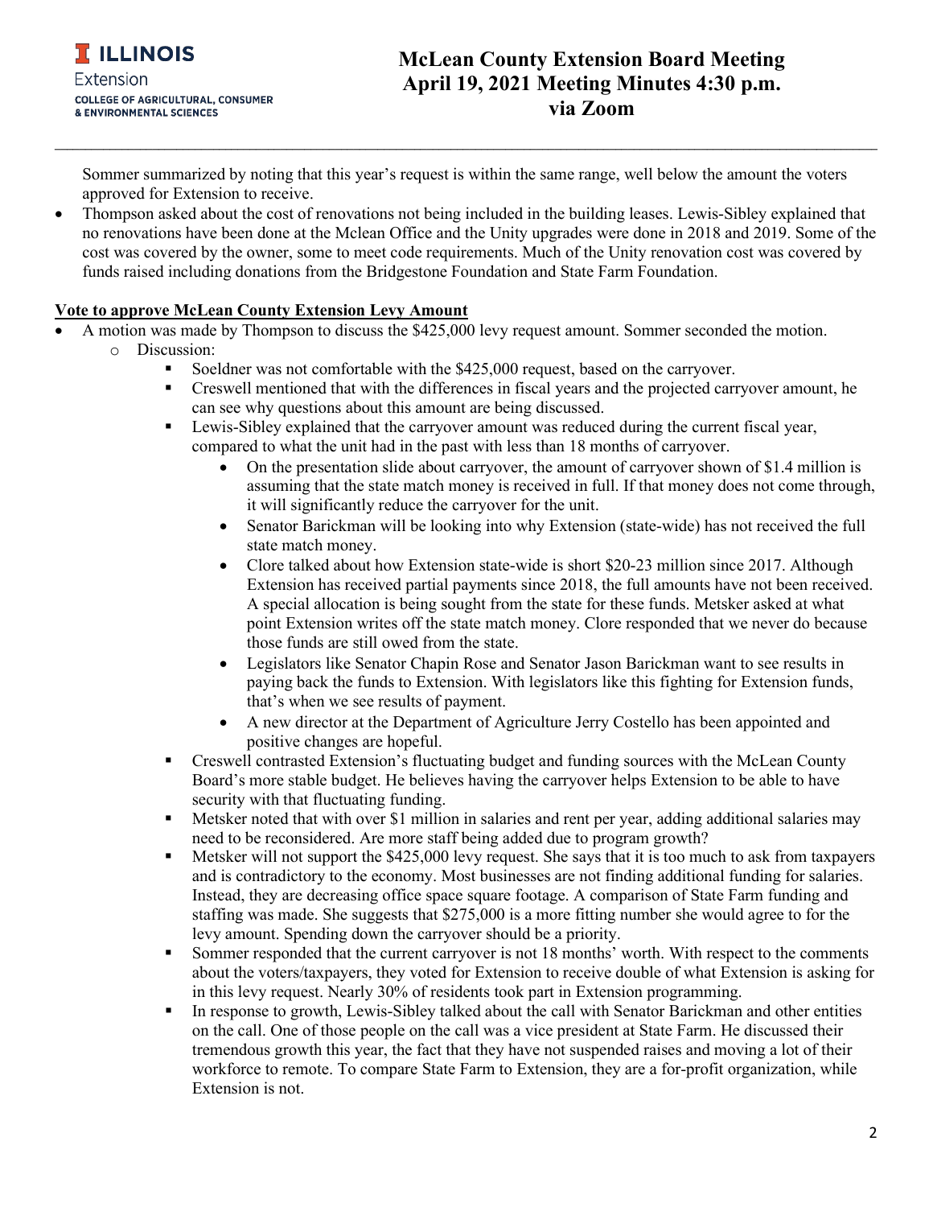Sommer summarized by noting that this year's request is within the same range, well below the amount the voters approved for Extension to receive.

- Thompson asked about the cost of renovations not being included in the building leases. Lewis-Sibley explained that no renovations have been done at the Mclean Office and the Unity upgrades were done in 2018 and 2019. Some of the cost was covered by the owner, some to meet code requirements. Much of the Unity renovation cost was covered by funds raised including donations from the Bridgestone Foundation and State Farm Foundation.

**Vote to approve McLean County Extension Levy Amount**

- A motion was made by Thompson to discuss the $425,000 levy request amount. Sommer seconded the motion.
  - Discussion:
    - Soeldner was not comfortable with the $425,000 request, based on the carryover.
    - Creswell mentioned that with the differences in fiscal years and the projected carryover amount, he can see why questions about this amount are being discussed.
    - Lewis-Sibley explained that the carryover amount was reduced during the current fiscal year, compared to what the unit had in the past with less than 18 months of carryover.
      - On the presentation slide about carryover, the amount of carryover shown of $1.4 million is assuming that the state match money is received in full. If that money does not come through, it will significantly reduce the carryover for the unit.
      - Senator Barickman will be looking into why Extension (state-wide) has not received the full state match money.
      - Clore talked about how Extension state-wide is short $20-23 million since 2017. Although Extension has received partial payments since 2018, the full amounts have not been received. A special allocation is being sought from the state for these funds. Metsker asked at what point Extension writes off the state match money. Clore responded that we never do because those funds are still owed from the state.
      - Legislators like Senator Chapin Rose and Senator Jason Barickman want to see results in paying back the funds to Extension. With legislators like this fighting for Extension funds, that's when we see results of payment.
      - A new director at the Department of Agriculture Jerry Costello has been appointed and positive changes are hopeful.
    - Creswell contrasted Extension's fluctuating budget and funding sources with the McLean County Board's more stable budget. He believes having the carryover helps Extension to be able to have security with that fluctuating funding.
    - Metsker noted that with over $1 million in salaries and rent per year, adding additional salaries may need to be reconsidered. Are more staff being added due to program growth?
    - Metsker will not support the $425,000 levy request. She says that it is too much to ask from taxpayers and is contradictory to the economy. Most businesses are not finding additional funding for salaries. Instead, they are decreasing office space square footage. A comparison of State Farm funding and staffing was made. She suggests that $275,000 is a more fitting number she would agree to for the levy amount. Spending down the carryover should be a priority.
    - Sommer responded that the current carryover is not 18 months' worth. With respect to the comments about the voters/taxpayers, they voted for Extension to receive double of what Extension is asking for in this levy request. Nearly 30% of residents took part in Extension programming.
    - In response to growth, Lewis-Sibley talked about the call with Senator Barickman and other entities on the call. One of those people on the call was a vice president at State Farm. He discussed their tremendous growth this year, the fact that they have not suspended raises and moving a lot of their workforce to remote. To compare State Farm to Extension, they are a for-profit organization, while Extension is not.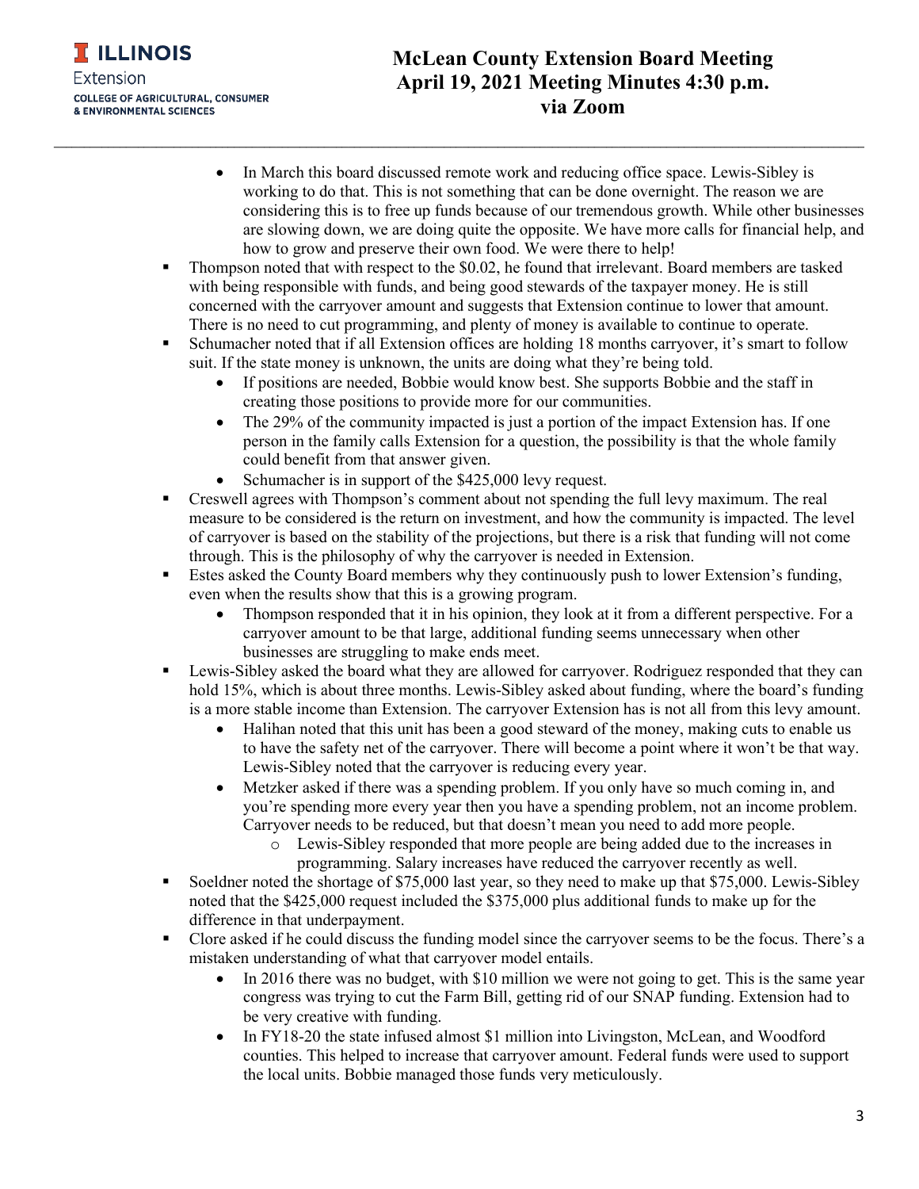- In March this board discussed remote work and reducing office space. Lewis-Sibley is working to do that. This is not something that can be done overnight. The reason we are considering this is to free up funds because of our tremendous growth. While other businesses are slowing down, we are doing quite the opposite. We have more calls for financial help, and how to grow and preserve their own food. We were there to help!

- Thompson noted that with respect to the $0.02, he found that irrelevant. Board members are tasked with being responsible with funds, and being good stewards of the taxpayer money. He is still concerned with the carryover amount and suggests that Extension continue to lower that amount. There is no need to cut programming, and plenty of money is available to continue to operate.
- Schumacher noted that if all Extension offices are holding 18 months carryover, it's smart to follow suit. If the state money is unknown, the units are doing what they're being told.
  - If positions are needed, Bobbie would know best. She supports Bobbie and the staff in creating those positions to provide more for our communities.
  - The 29% of the community impacted is just a portion of the impact Extension has. If one person in the family calls Extension for a question, the possibility is that the whole family could benefit from that answer given.
  - Schumacher is in support of the $425,000 levy request.
- Creswell agrees with Thompson's comment about not spending the full levy maximum. The real measure to be considered is the return on investment, and how the community is impacted. The level of carryover is based on the stability of the projections, but there is a risk that funding will not come through. This is the philosophy of why the carryover is needed in Extension.
- Estes asked the County Board members why they continuously push to lower Extension's funding, even when the results show that this is a growing program.
  - Thompson responded that it in his opinion, they look at it from a different perspective. For a carryover amount to be that large, additional funding seems unnecessary when other businesses are struggling to make ends meet.
- Lewis-Sibley asked the board what they are allowed for carryover. Rodriguez responded that they can hold 15%, which is about three months. Lewis-Sibley asked about funding, where the board's funding is a more stable income than Extension. The carryover Extension has is not all from this levy amount.
  - Halihan noted that this unit has been a good steward of the money, making cuts to enable us to have the safety net of the carryover. There will become a point where it won't be that way. Lewis-Sibley noted that the carryover is reducing every year.
  - Metzker asked if there was a spending problem. If you only have so much coming in, and you're spending more every year then you have a spending problem, not an income problem. Carryover needs to be reduced, but that doesn't mean you need to add more people.
    - Lewis-Sibley responded that more people are being added due to the increases in programming. Salary increases have reduced the carryover recently as well.
- Soeldner noted the shortage of $75,000 last year, so they need to make up that $75,000. Lewis-Sibley noted that the $425,000 request included the $375,000 plus additional funds to make up for the difference in that underpayment.
- Clore asked if he could discuss the funding model since the carryover seems to be the focus. There's a mistaken understanding of what that carryover model entails.
  - In 2016 there was no budget, with $10 million we were not going to get. This is the same year congress was trying to cut the Farm Bill, getting rid of our SNAP funding. Extension had to be very creative with funding.
  - In FY18-20 the state infused almost $1 million into Livingston, McLean, and Woodford counties. This helped to increase that carryover amount. Federal funds were used to support the local units. Bobbie managed those funds very meticulously.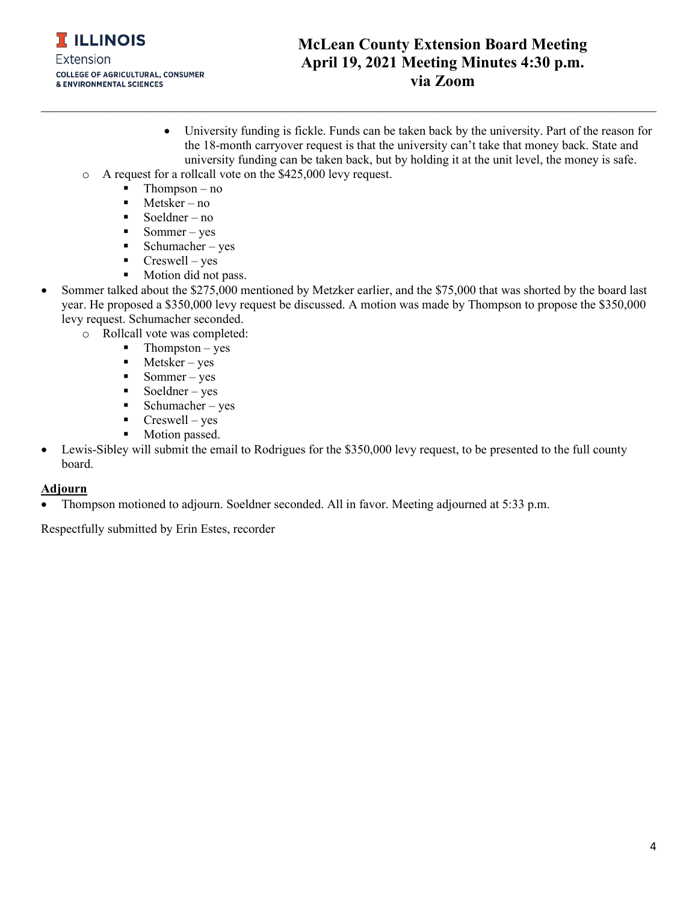- University funding is fickle. Funds can be taken back by the university. Part of the reason for the 18-month carryover request is that the university can't take that money back. State and university funding can be taken back, but by holding it at the unit level, the money is safe.

  - A request for a rollcall vote on the $425,000 levy request.
    - Thompson – no
    - Metsker – no
    - Soeldner – no
    - Sommer – yes
    - Schumacher – yes
    - Creswell – yes
    - Motion did not pass.

- Sommer talked about the $275,000 mentioned by Metzker earlier, and the $75,000 that was shorted by the board last year. He proposed a $350,000 levy request be discussed. A motion was made by Thompson to propose the $350,000 levy request. Schumacher seconded.
  - Rollcall vote was completed:
    - Thompston – yes
    - Metsker – yes
    - Sommer – yes
    - Soeldner – yes
    - Schumacher – yes
    - Creswell – yes
    - Motion passed.
- Lewis-Sibley will submit the email to Rodrigues for the $350,000 levy request, to be presented to the full county board.

**Adjourn**

- Thompson motioned to adjourn. Soeldner seconded. All in favor. Meeting adjourned at 5:33 p.m.

Respectfully submitted by Erin Estes, recorder